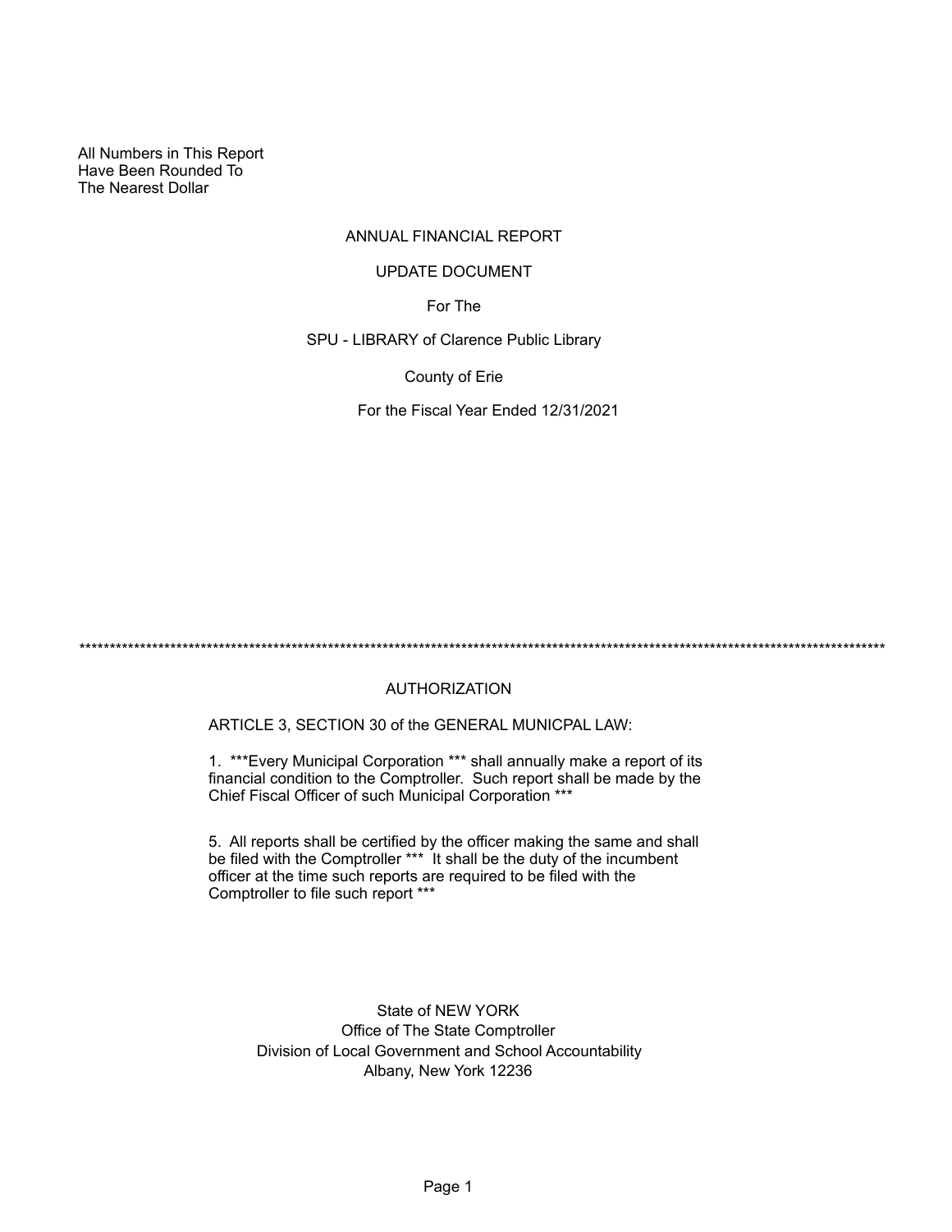All Numbers in This Report
Have Been Rounded To
The Nearest Dollar

# ANNUAL FINANCIAL REPORT

## UPDATE DOCUMENT

For The

SPU - LIBRARY of Clarence Public Library

County of Erie

For the Fiscal Year Ended 12/31/2021

****************************************************************************************************************************************

## AUTHORIZATION

ARTICLE 3, SECTION 30 of the GENERAL MUNICPAL LAW:

1. ***Every Municipal Corporation *** shall annually make a report of its financial condition to the Comptroller. Such report shall be made by the Chief Fiscal Officer of such Municipal Corporation ***

5. All reports shall be certified by the officer making the same and shall be filed with the Comptroller *** It shall be the duty of the incumbent officer at the time such reports are required to be filed with the Comptroller to file such report ***

State of NEW YORK
Office of The State Comptroller
Division of Local Government and School Accountability
Albany, New York 12236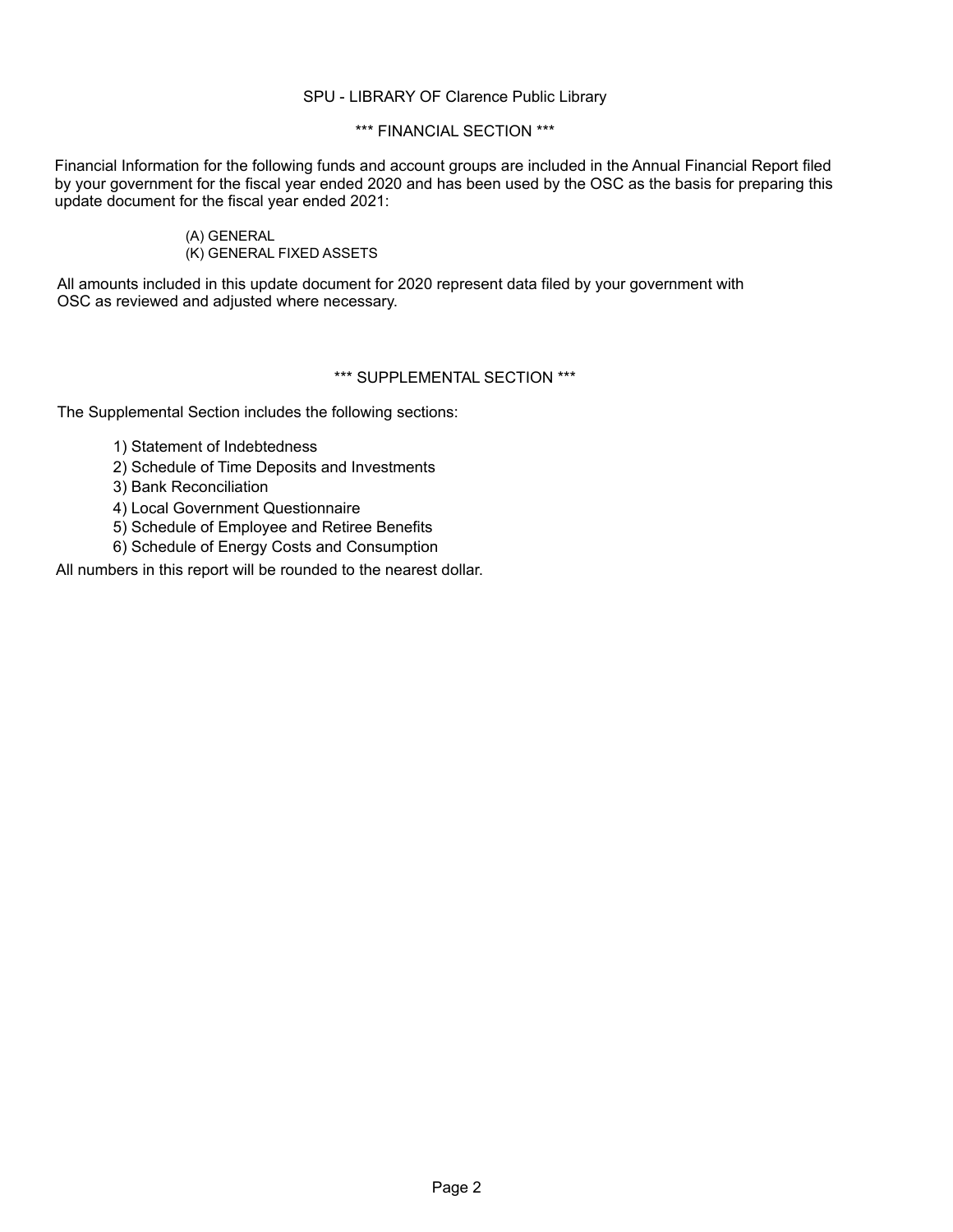SPU - LIBRARY OF Clarence Public Library

## *** FINANCIAL SECTION ***

Financial Information for the following funds and account groups are included in the Annual Financial Report filed by your government for the fiscal year ended 2020 and has been used by the OSC as the basis for preparing this update document for the fiscal year ended 2021:

(A) GENERAL
(K) GENERAL FIXED ASSETS

All amounts included in this update document for 2020 represent data filed by your government with OSC as reviewed and adjusted where necessary.

## *** SUPPLEMENTAL SECTION ***

The Supplemental Section includes the following sections:

1) Statement of Indebtedness
2) Schedule of Time Deposits and Investments
3) Bank Reconciliation
4) Local Government Questionnaire
5) Schedule of Employee and Retiree Benefits
6) Schedule of Energy Costs and Consumption

All numbers in this report will be rounded to the nearest dollar.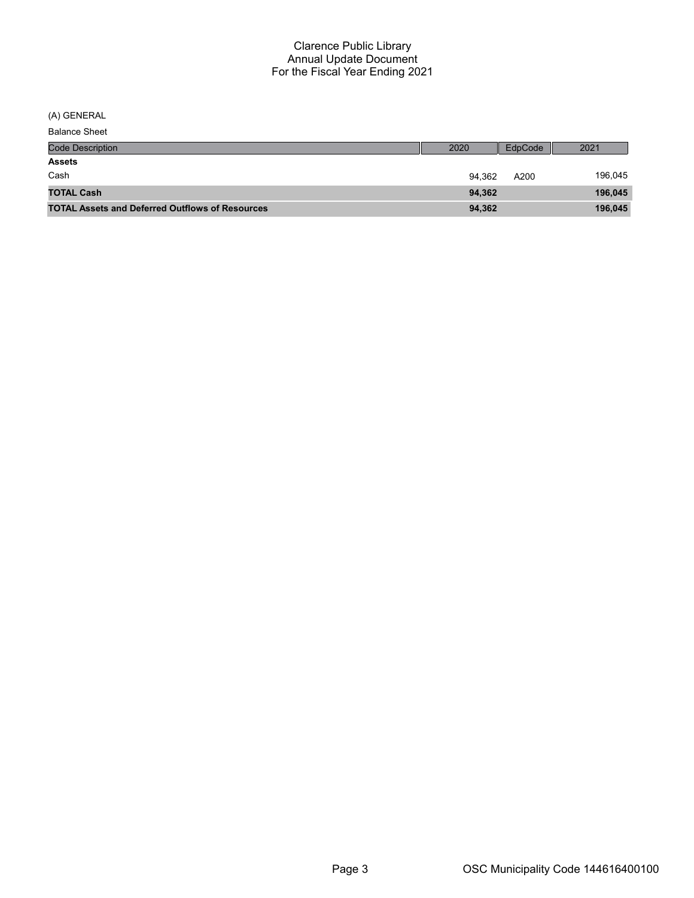# Clarence Public Library
## Annual Update Document
## For the Fiscal Year Ending 2021

(A) GENERAL

Balance Sheet

| Code Description | 2020 | EdpCode | 2021 |
|---|---|---|---|
| **Assets** | | | |
| Cash | 94,362 | A200 | 196,045 |
| **TOTAL Cash** | **94,362** | | **196,045** |
| **TOTAL Assets and Deferred Outflows of Resources** | **94,362** | | **196,045** |

OSC Municipality Code 144616400100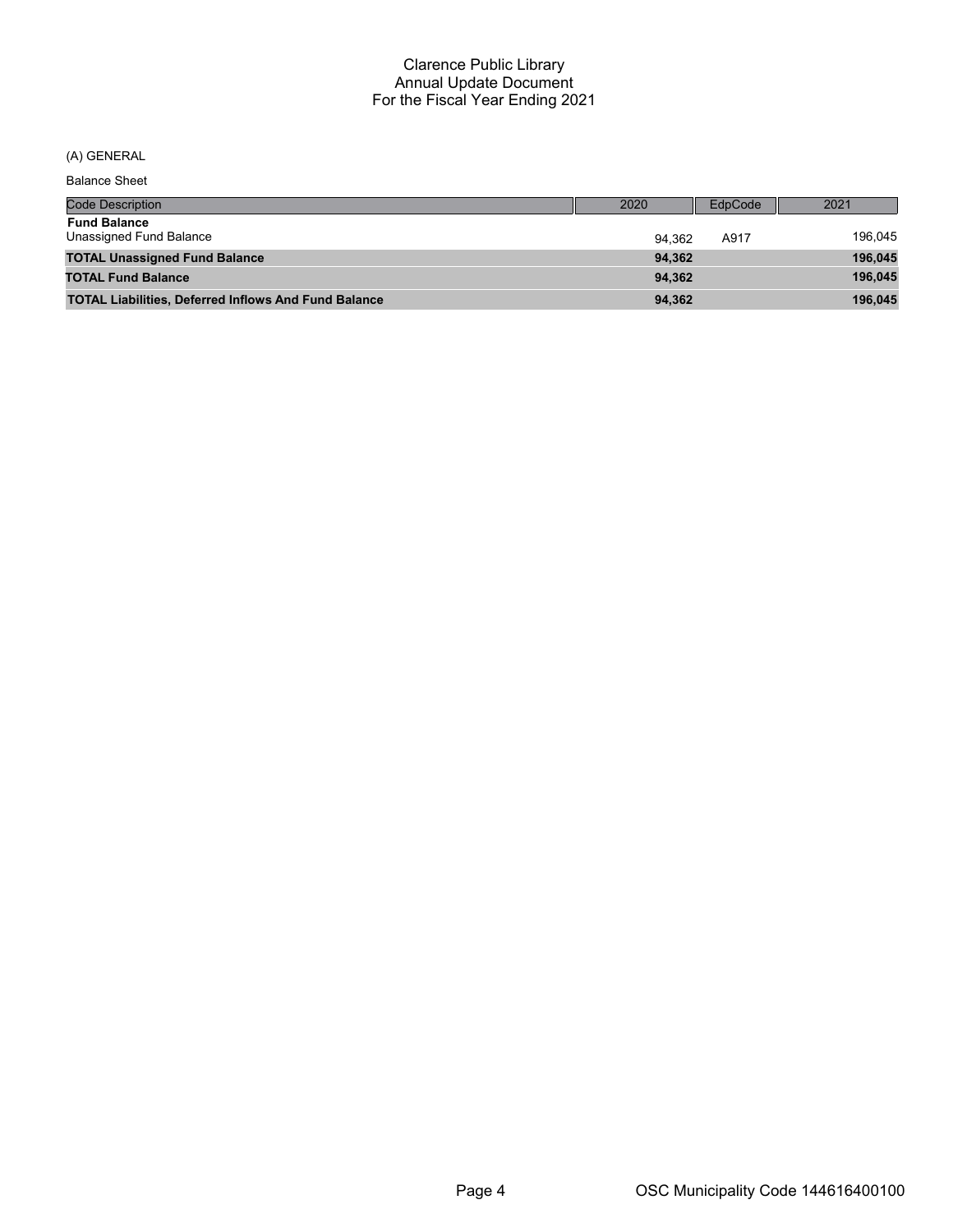# Clarence Public Library
## Annual Update Document
## For the Fiscal Year Ending 2021

(A) GENERAL

Balance Sheet

| Code Description | 2020 | EdpCode | 2021 |
|---|---|---|---|
| **Fund Balance** | | | |
| Unassigned Fund Balance | 94,362 | A917 | 196,045 |
| **TOTAL Unassigned Fund Balance** | **94,362** | | **196,045** |
| **TOTAL Fund Balance** | **94,362** | | **196,045** |
| **TOTAL Liabilities, Deferred Inflows And Fund Balance** | **94,362** | | **196,045** |

OSC Municipality Code 144616400100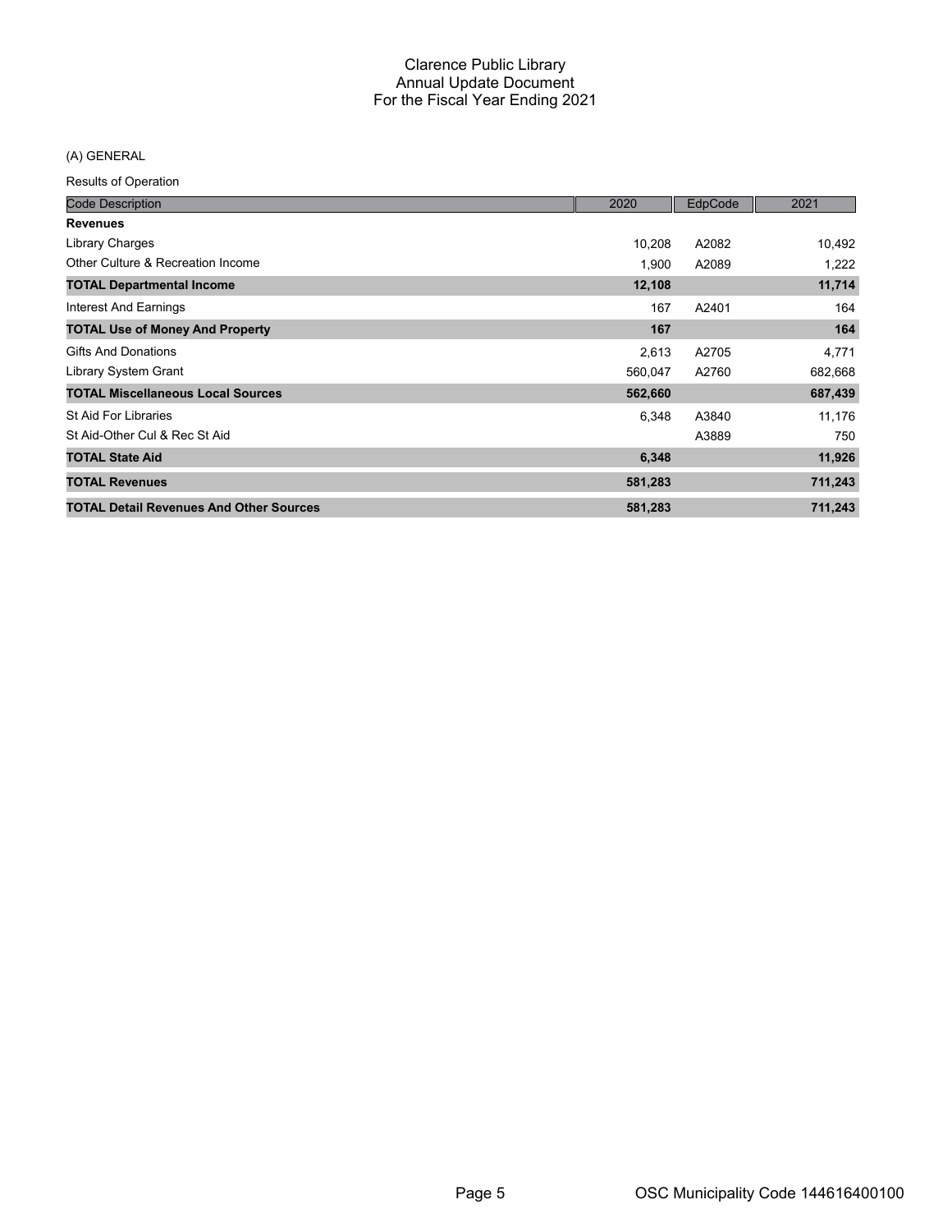# Clarence Public Library
## Annual Update Document
## For the Fiscal Year Ending 2021

(A) GENERAL

Results of Operation

| Code Description | 2020 | EdpCode | 2021 |
|---|---|---|---|
| **Revenues** | | | |
| Library Charges | 10,208 | A2082 | 10,492 |
| Other Culture & Recreation Income | 1,900 | A2089 | 1,222 |
| **TOTAL Departmental Income** | **12,108** | | **11,714** |
| Interest And Earnings | 167 | A2401 | 164 |
| **TOTAL Use of Money And Property** | **167** | | **164** |
| Gifts And Donations | 2,613 | A2705 | 4,771 |
| Library System Grant | 560,047 | A2760 | 682,668 |
| **TOTAL Miscellaneous Local Sources** | **562,660** | | **687,439** |
| St Aid For Libraries | 6,348 | A3840 | 11,176 |
| St Aid-Other Cul & Rec St Aid | | A3889 | 750 |
| **TOTAL State Aid** | **6,348** | | **11,926** |
| **TOTAL Revenues** | **581,283** | | **711,243** |
| **TOTAL Detail Revenues And Other Sources** | **581,283** | | **711,243** |

OSC Municipality Code 144616400100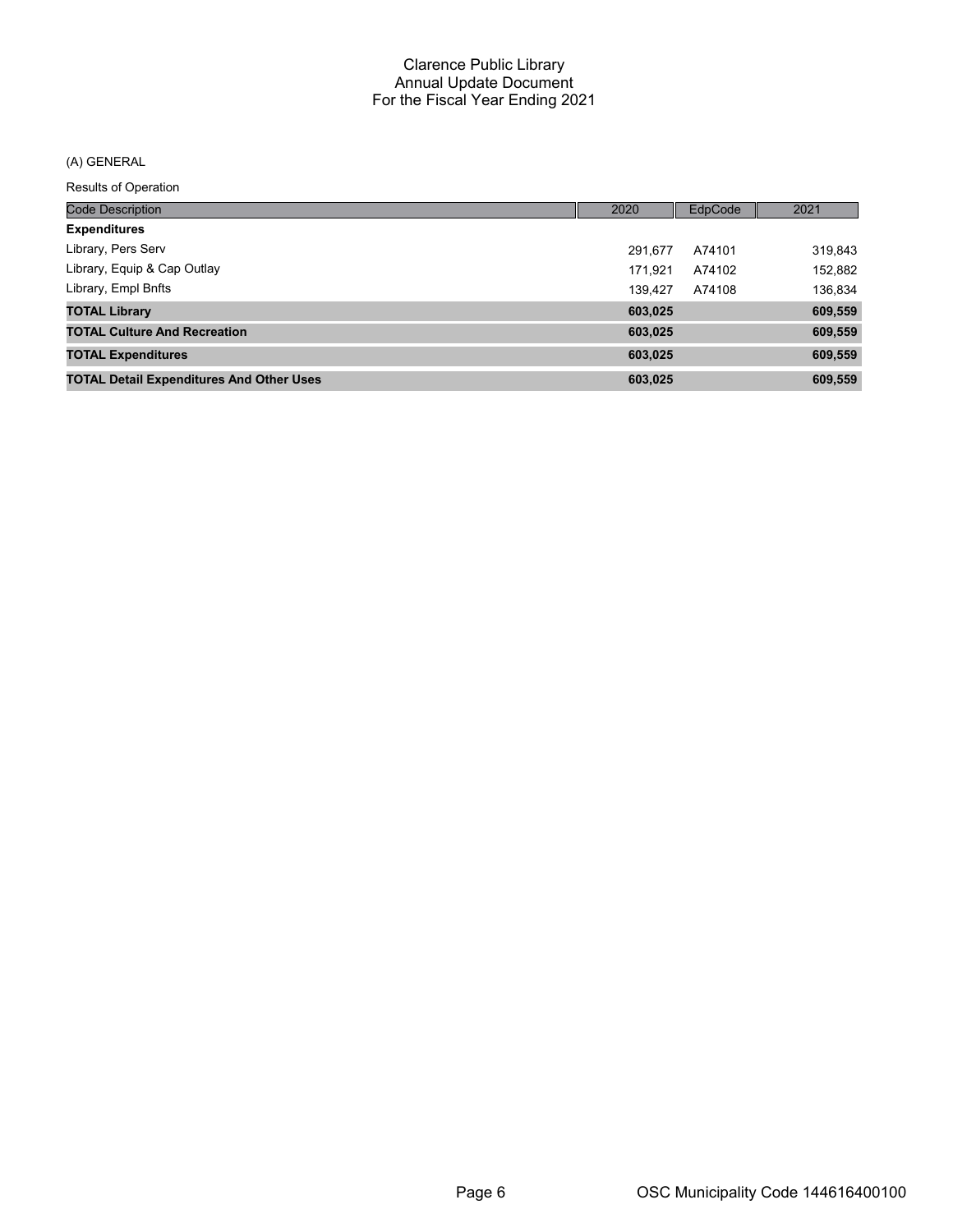# Clarence Public Library
## Annual Update Document
## For the Fiscal Year Ending 2021

(A) GENERAL

Results of Operation

| Code Description | 2020 | EdpCode | 2021 |
|---|---|---|---|
| **Expenditures** | | | |
| Library, Pers Serv | 291,677 | A74101 | 319,843 |
| Library, Equip & Cap Outlay | 171,921 | A74102 | 152,882 |
| Library, Empl Bnfts | 139,427 | A74108 | 136,834 |
| **TOTAL Library** | **603,025** | | **609,559** |
| **TOTAL Culture And Recreation** | **603,025** | | **609,559** |
| **TOTAL Expenditures** | **603,025** | | **609,559** |
| **TOTAL Detail Expenditures And Other Uses** | **603,025** | | **609,559** |

OSC Municipality Code 144616400100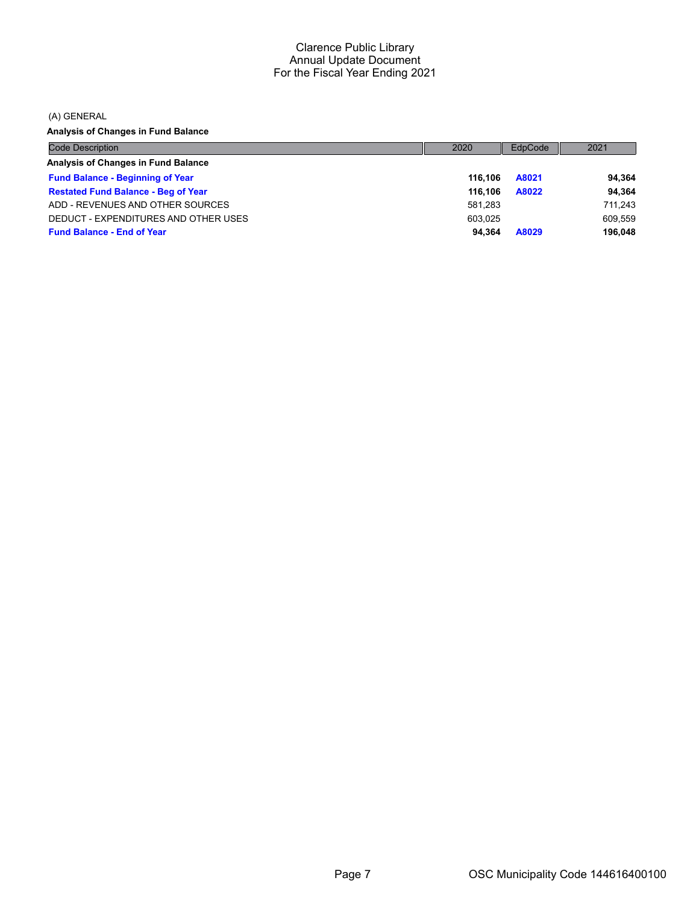(A) GENERAL

**Analysis of Changes in Fund Balance**

| Code Description | 2020 | EdpCode | 2021 |
|---|---|---|---|
| **Analysis of Changes in Fund Balance** | | | |
| **Fund Balance - Beginning of Year** | **116,106** | **A8021** | **94,364** |
| **Restated Fund Balance - Beg of Year** | **116,106** | **A8022** | **94,364** |
| ADD - REVENUES AND OTHER SOURCES | 581,283 | | 711,243 |
| DEDUCT - EXPENDITURES AND OTHER USES | 603,025 | | 609,559 |
| **Fund Balance - End of Year** | **94,364** | **A8029** | **196,048** |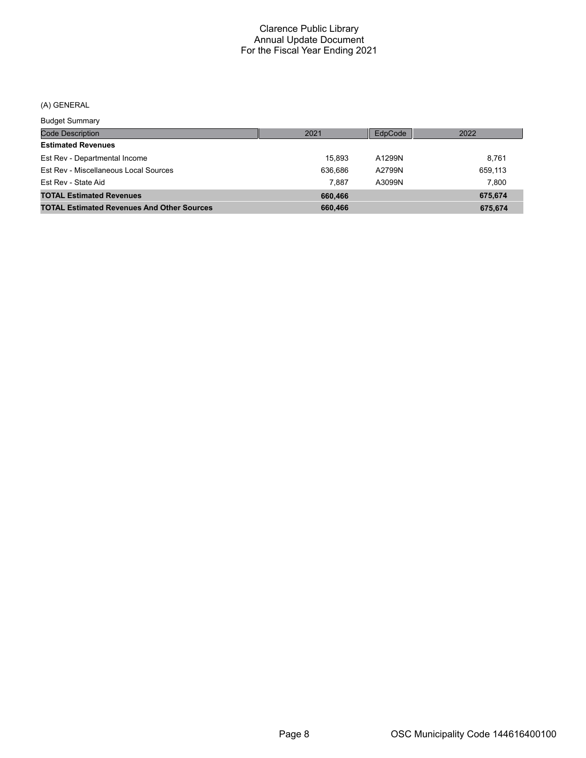# Clarence Public Library
## Annual Update Document
## For the Fiscal Year Ending 2021

(A) GENERAL

Budget Summary

| Code Description | 2021 | EdpCode | 2022 |
|---|---|---|---|
| **Estimated Revenues** | | | |
| Est Rev - Departmental Income | 15,893 | A1299N | 8,761 |
| Est Rev - Miscellaneous Local Sources | 636,686 | A2799N | 659,113 |
| Est Rev - State Aid | 7,887 | A3099N | 7,800 |
| **TOTAL Estimated Revenues** | **660,466** | | **675,674** |
| **TOTAL Estimated Revenues And Other Sources** | **660,466** | | **675,674** |

OSC Municipality Code 144616400100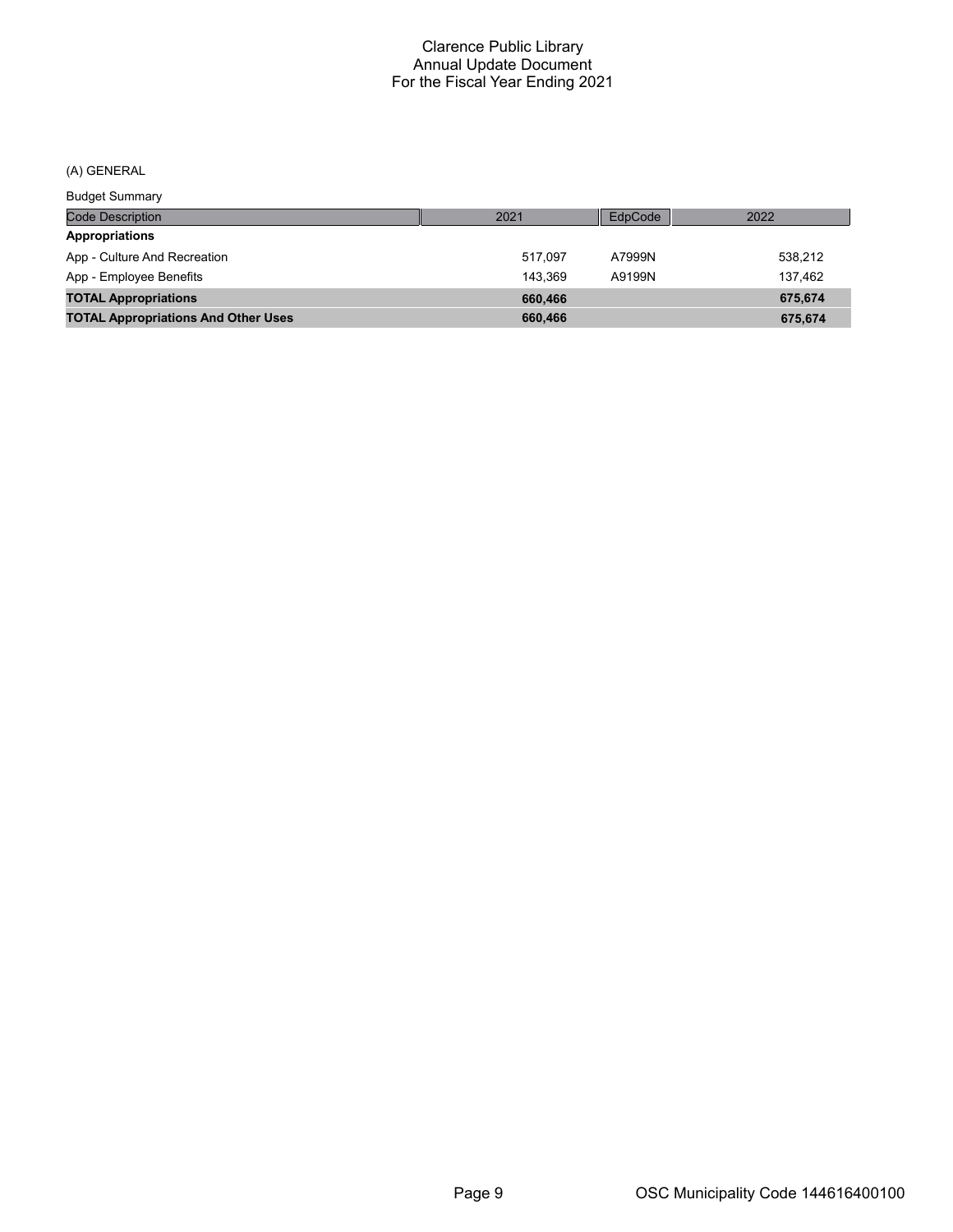# Clarence Public Library
## Annual Update Document
## For the Fiscal Year Ending 2021

(A) GENERAL

Budget Summary

| Code Description | 2021 | EdpCode | 2022 |
|---|---|---|---|
| **Appropriations** | | | |
| App - Culture And Recreation | 517,097 | A7999N | 538,212 |
| App - Employee Benefits | 143,369 | A9199N | 137,462 |
| **TOTAL Appropriations** | **660,466** | | **675,674** |
| **TOTAL Appropriations And Other Uses** | **660,466** | | **675,674** |

OSC Municipality Code 144616400100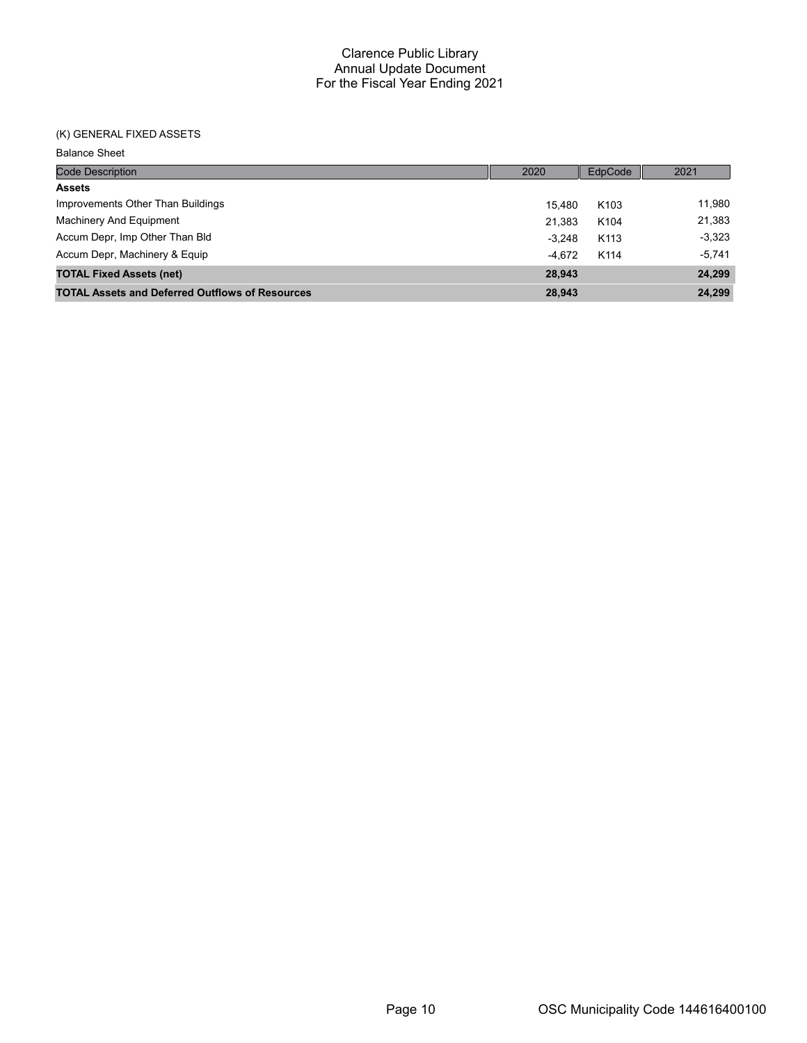# Clarence Public Library
## Annual Update Document
## For the Fiscal Year Ending 2021

### (K) GENERAL FIXED ASSETS

Balance Sheet

| Code Description | 2020 | EdpCode | 2021 |
|---|---|---|---|
| **Assets** | | | |
| Improvements Other Than Buildings | 15,480 | K103 | 11,980 |
| Machinery And Equipment | 21,383 | K104 | 21,383 |
| Accum Depr, Imp Other Than Bld | -3,248 | K113 | -3,323 |
| Accum Depr, Machinery & Equip | -4,672 | K114 | -5,741 |
| **TOTAL Fixed Assets (net)** | **28,943** | | **24,299** |
| **TOTAL Assets and Deferred Outflows of Resources** | **28,943** | | **24,299** |

OSC Municipality Code 144616400100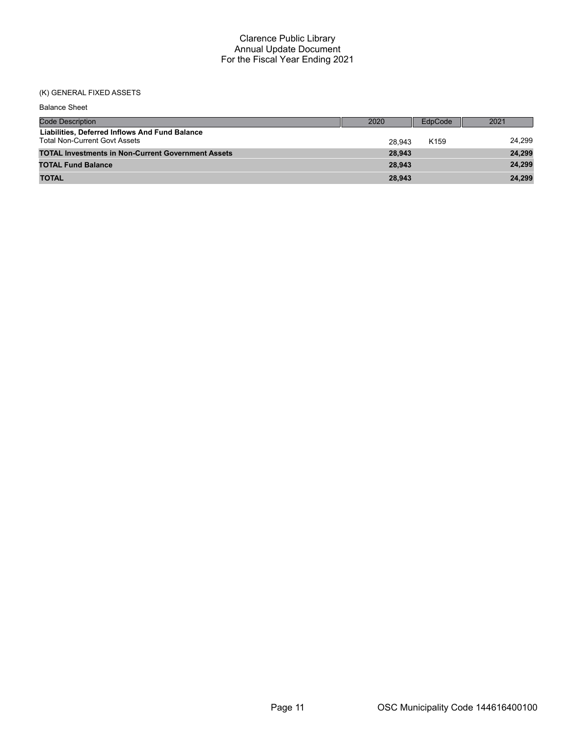Clarence Public Library
Annual Update Document
For the Fiscal Year Ending 2021

(K) GENERAL FIXED ASSETS

Balance Sheet

| Code Description | 2020 | EdpCode | 2021 |
|---|---|---|---|
| **Liabilities, Deferred Inflows And Fund Balance** | | | |
| Total Non-Current Govt Assets | 28,943 | K159 | 24,299 |
| **TOTAL Investments in Non-Current Government Assets** | **28,943** | | **24,299** |
| **TOTAL Fund Balance** | **28,943** | | **24,299** |
| **TOTAL** | **28,943** | | **24,299** |

OSC Municipality Code 144616400100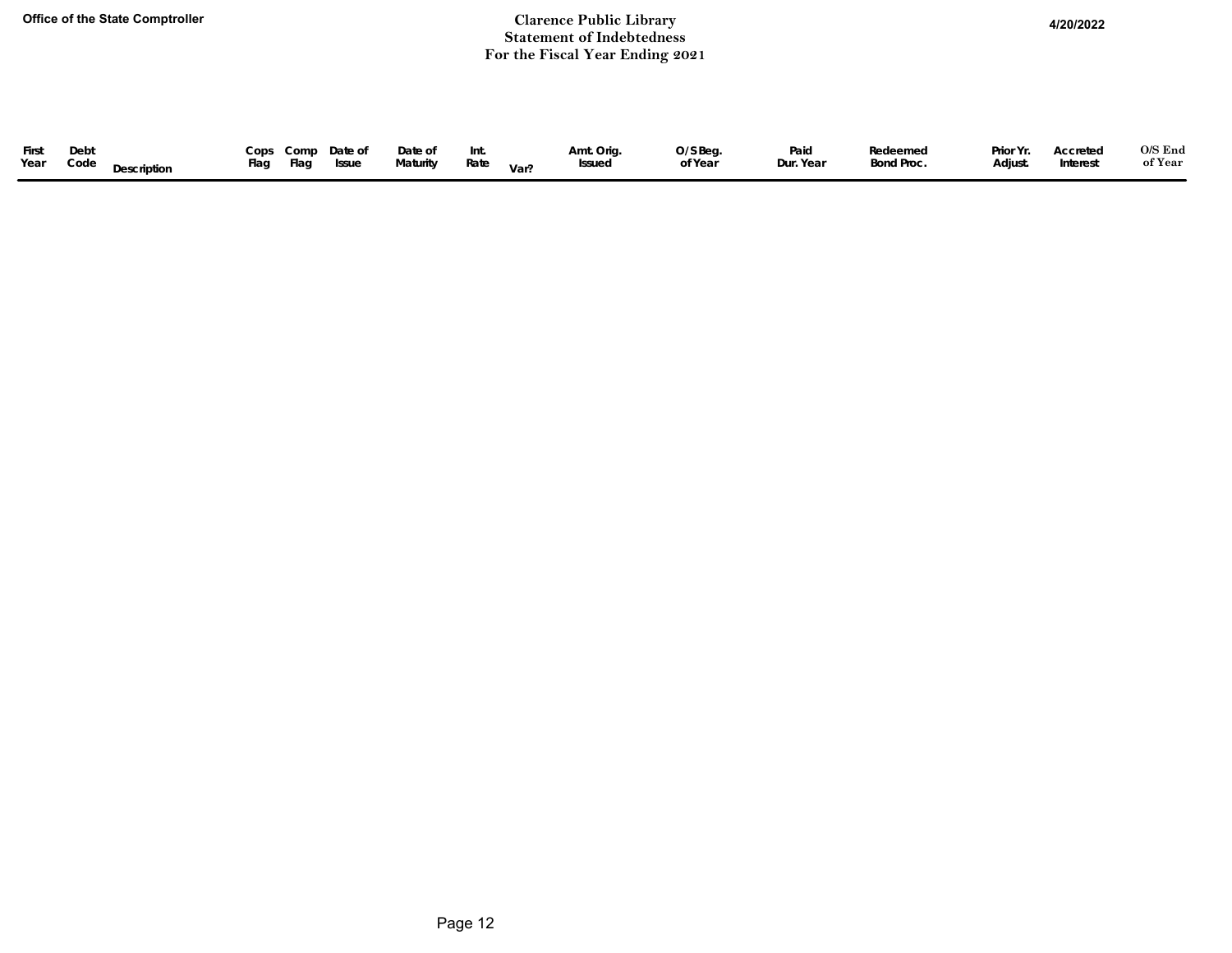# Clarence Public Library
## Statement of Indebtedness
### For the Fiscal Year Ending 2021

| First Year | Debt Code | Description | Cops Flag | Comp Flag | Date of Issue | Date of Maturity | Int. Rate | Var? | Amt. Orig. Issued | O/S Beg. of Year | Paid Dur. Year | Redeemed Bond Proc. | Prior Yr. Adjust. | Accreted Interest | O/S End of Year |
|---|---|---|---|---|---|---|---|---|---|---|---|---|---|---|---|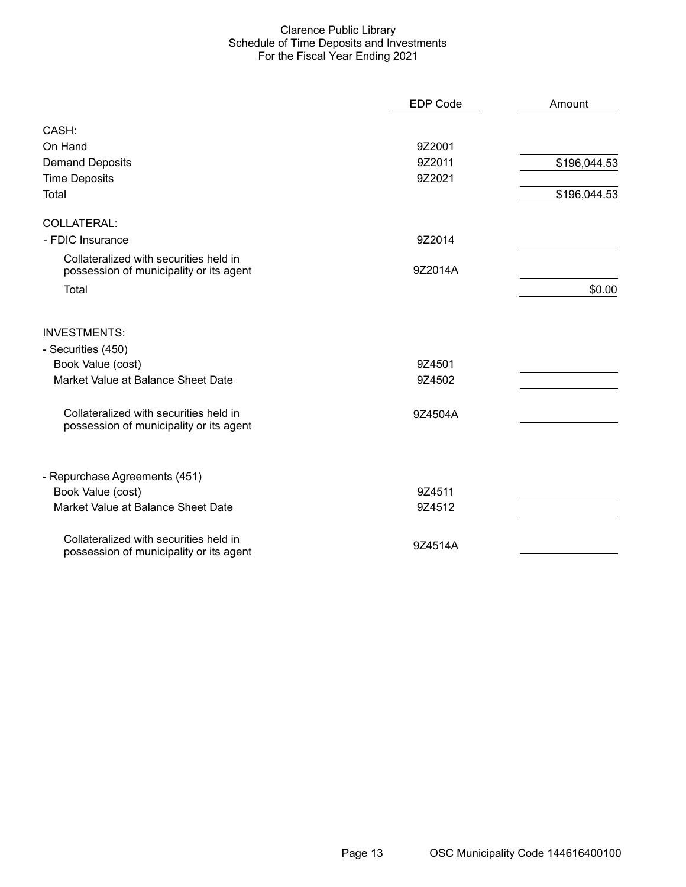# Clarence Public Library
## Schedule of Time Deposits and Investments
### For the Fiscal Year Ending 2021

| | EDP Code | Amount |
|---|---|---|
| **CASH:** | | |
| On Hand | 9Z2001 | |
| Demand Deposits | 9Z2011 | $196,044.53 |
| Time Deposits | 9Z2021 | |
| Total | | $196,044.53 |
| **COLLATERAL:** | | |
| - FDIC Insurance | 9Z2014 | |
| Collateralized with securities held in possession of municipality or its agent | 9Z2014A | |
| Total | | $0.00 |
| **INVESTMENTS:** | | |
| - Securities (450) | | |
| Book Value (cost) | 9Z4501 | |
| Market Value at Balance Sheet Date | 9Z4502 | |
| Collateralized with securities held in possession of municipality or its agent | 9Z4504A | |
| - Repurchase Agreements (451) | | |
| Book Value (cost) | 9Z4511 | |
| Market Value at Balance Sheet Date | 9Z4512 | |
| Collateralized with securities held in possession of municipality or its agent | 9Z4514A | |

OSC Municipality Code 144616400100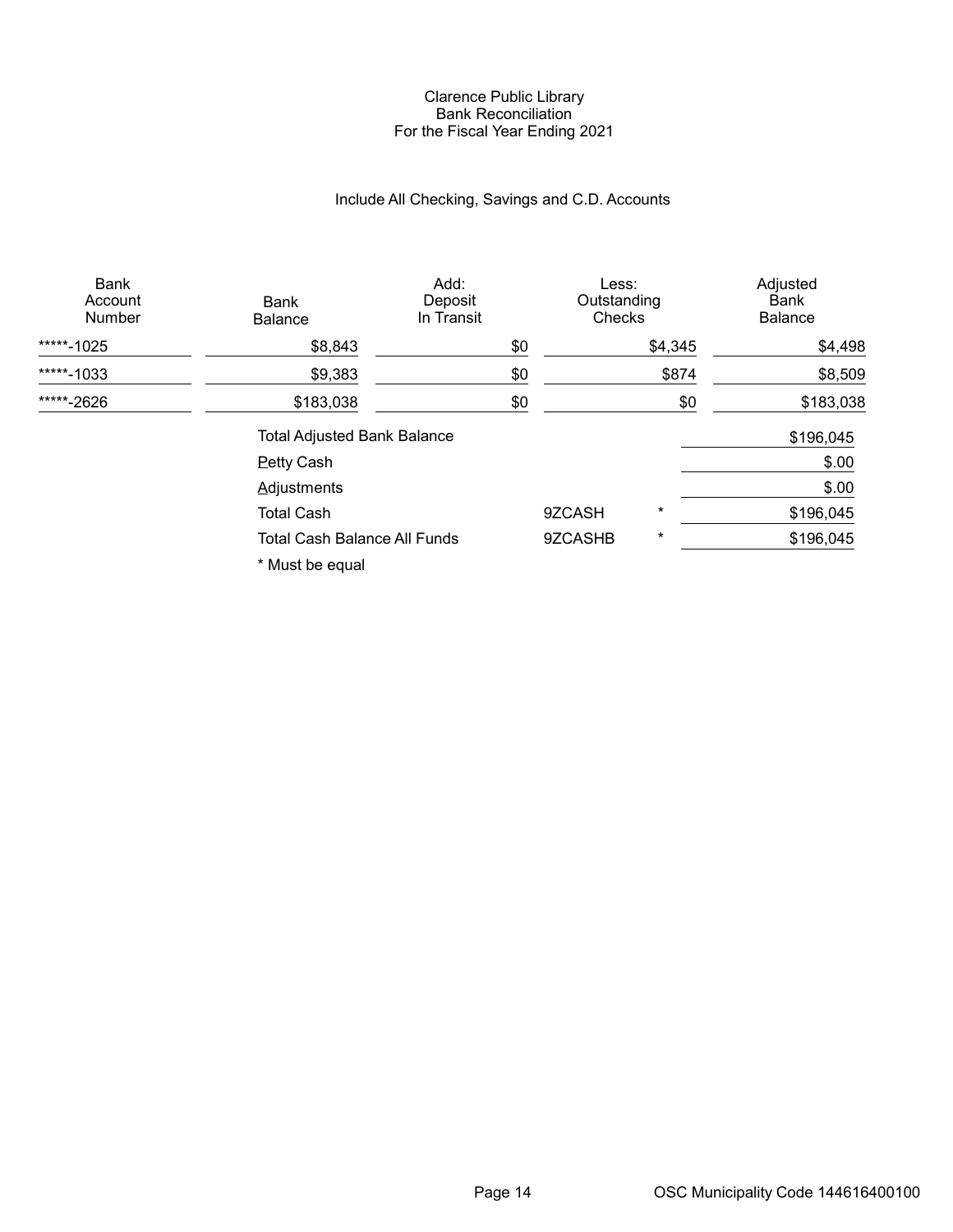# Clarence Public Library
## Bank Reconciliation
### For the Fiscal Year Ending 2021

Include All Checking, Savings and C.D. Accounts

| Bank Account Number | Bank Balance | Add: Deposit In Transit | Less: Outstanding Checks | Adjusted Bank Balance |
|---|---|---|---|---|
| *****-1025 | $8,843 | $0 | $4,345 | $4,498 |
| *****-1033 | $9,383 | $0 | $874 | $8,509 |
| *****-2626 | $183,038 | $0 | $0 | $183,038 |

| | | | |
|---|---|---|---|
| Total Adjusted Bank Balance | | | $196,045 |
| Petty Cash | | | $.00 |
| Adjustments | | | $.00 |
| Total Cash | 9ZCASH | * | $196,045 |
| Total Cash Balance All Funds | 9ZCASHB | * | $196,045 |

* Must be equal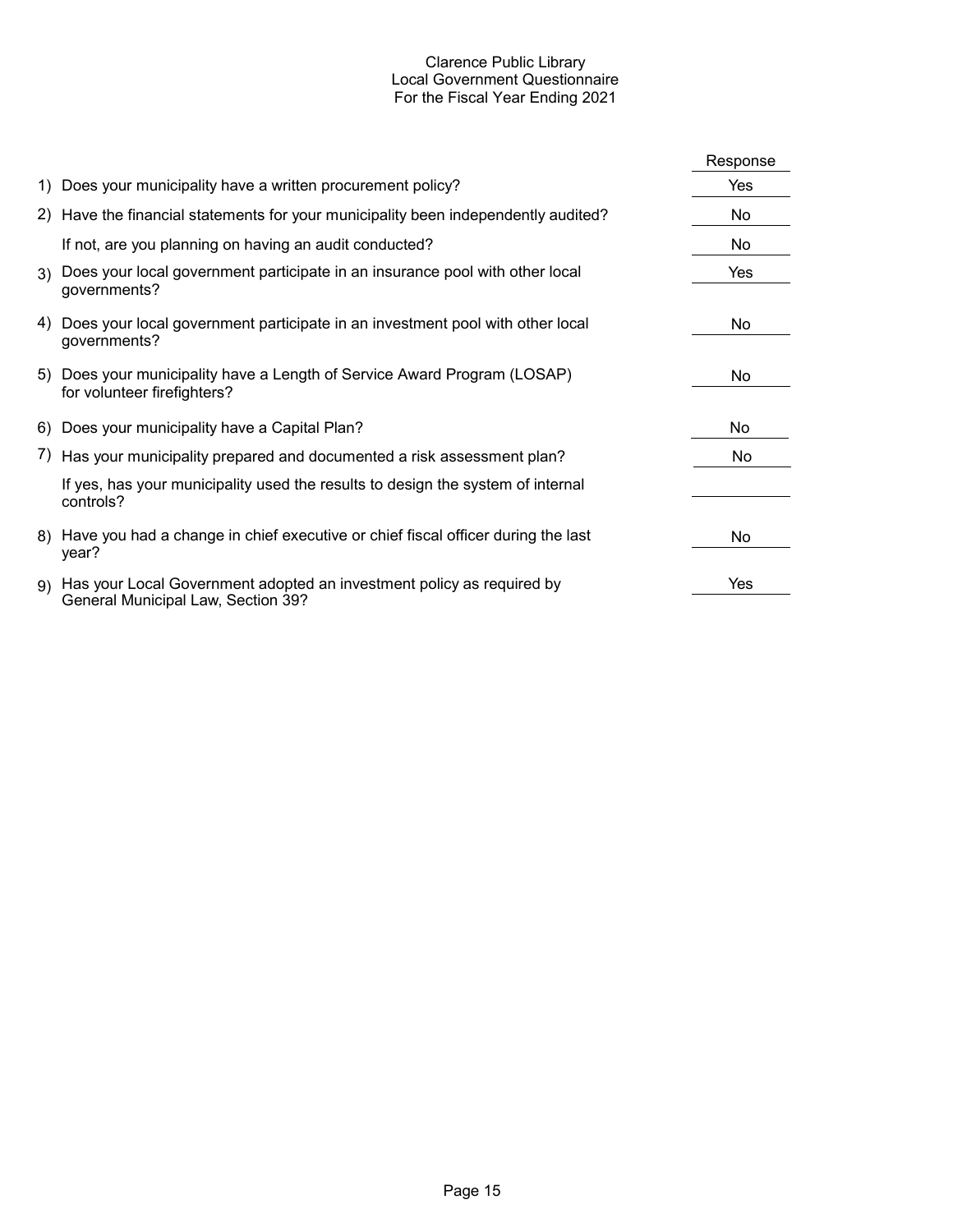# Clarence Public Library
## Local Government Questionnaire
### For the Fiscal Year Ending 2021

| | Question | Response |
|---|---|---|
| 1) | Does your municipality have a written procurement policy? | Yes |
| 2) | Have the financial statements for your municipality been independently audited? | No |
| | If not, are you planning on having an audit conducted? | No |
| 3) | Does your local government participate in an insurance pool with other local governments? | Yes |
| 4) | Does your local government participate in an investment pool with other local governments? | No |
| 5) | Does your municipality have a Length of Service Award Program (LOSAP) for volunteer firefighters? | No |
| 6) | Does your municipality have a Capital Plan? | No |
| 7) | Has your municipality prepared and documented a risk assessment plan? | No |
| | If yes, has your municipality used the results to design the system of internal controls? | |
| 8) | Have you had a change in chief executive or chief fiscal officer during the last year? | No |
| 9) | Has your Local Government adopted an investment policy as required by General Municipal Law, Section 39? | Yes |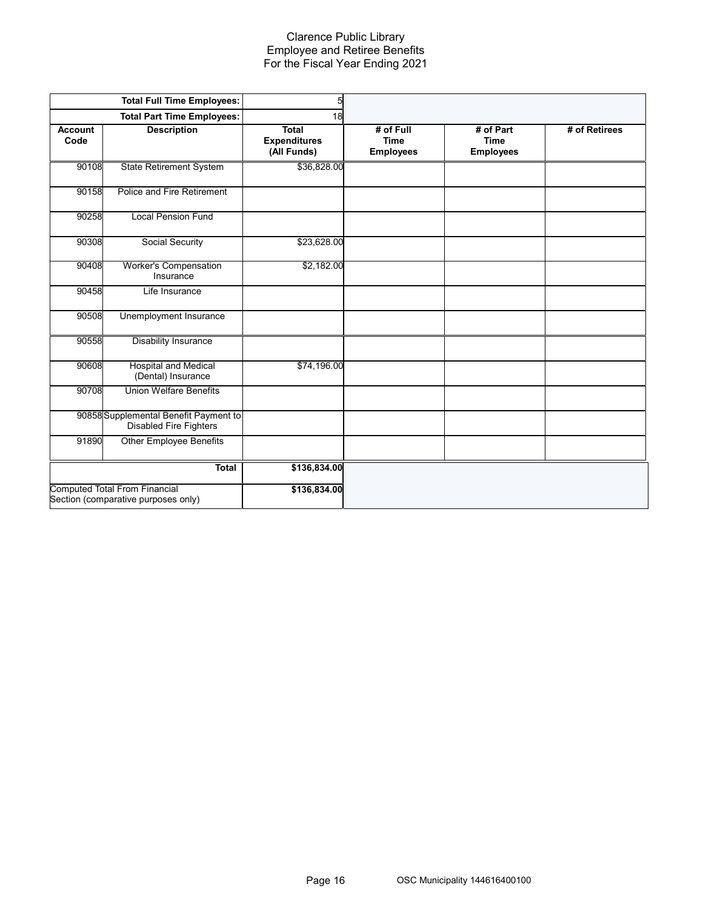# Clarence Public Library
## Employee and Retiree Benefits
### For the Fiscal Year Ending 2021

| | **Total Full Time Employees:** | 5 | | | |
|---|---|---|---|---|---|
| | **Total Part Time Employees:** | 18 | | | |
| **Account Code** | **Description** | **Total Expenditures (All Funds)** | **# of Full Time Employees** | **# of Part Time Employees** | **# of Retirees** |
| 90108 | State Retirement System | $36,828.00 | | | |
| 90158 | Police and Fire Retirement | | | | |
| 90258 | Local Pension Fund | | | | |
| 90308 | Social Security | $23,628.00 | | | |
| 90408 | Worker's Compensation Insurance | $2,182.00 | | | |
| 90458 | Life Insurance | | | | |
| 90508 | Unemployment Insurance | | | | |
| 90558 | Disability Insurance | | | | |
| 90608 | Hospital and Medical (Dental) Insurance | $74,196.00 | | | |
| 90708 | Union Welfare Benefits | | | | |
| 90858 | Supplemental Benefit Payment to Disabled Fire Fighters | | | | |
| 91890 | Other Employee Benefits | | | | |
| | **Total** | **$136,834.00** | | | |
| Computed Total From Financial Section (comparative purposes only) | | **$136,834.00** | | | |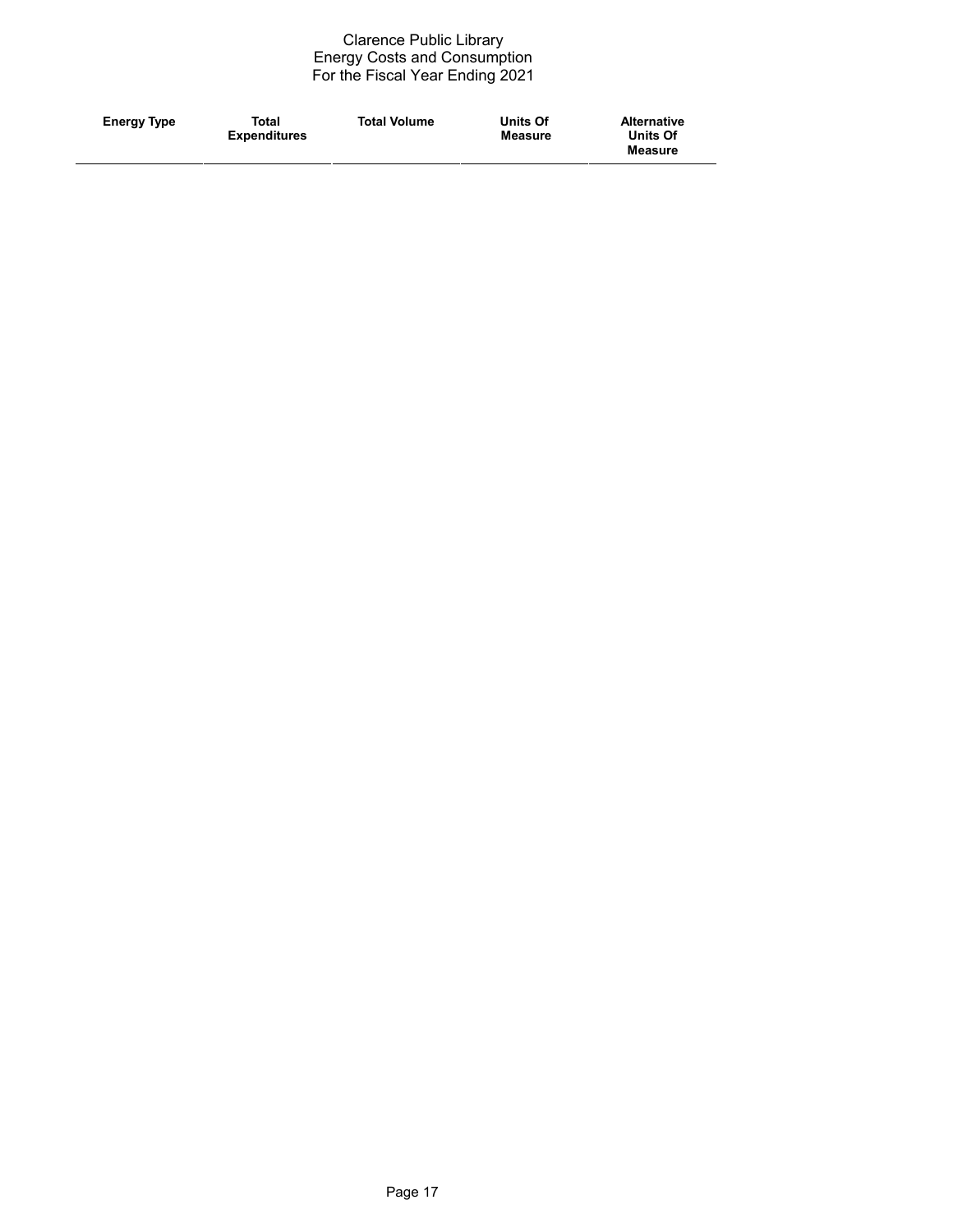Clarence Public Library
Energy Costs and Consumption
For the Fiscal Year Ending 2021

| Energy Type | Total Expenditures | Total Volume | Units Of Measure | Alternative Units Of Measure |
|---|---|---|---|---|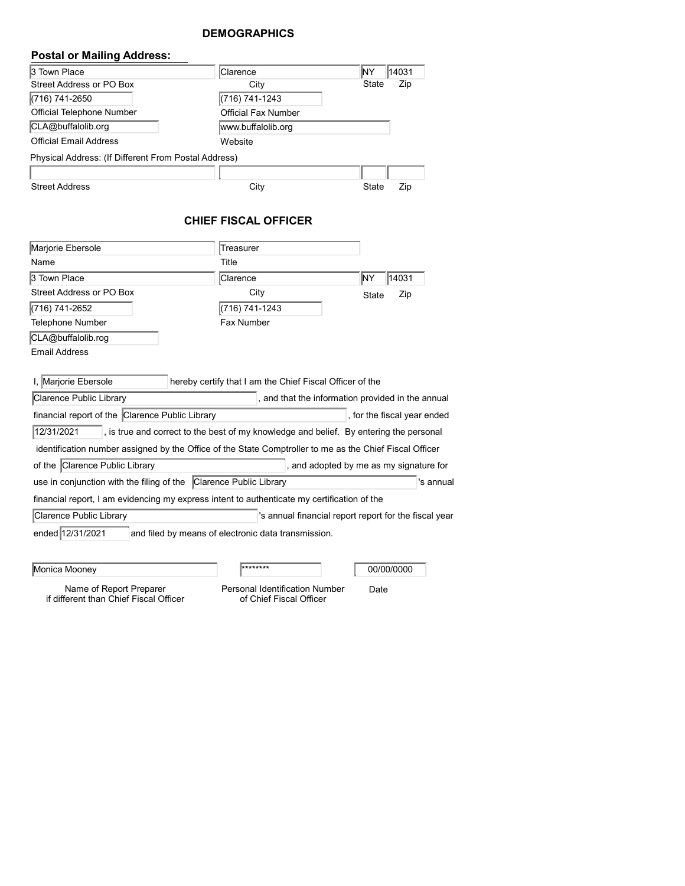## DEMOGRAPHICS

**Postal or Mailing Address:**

| Street Address or PO Box | City | State | Zip |
|---|---|---|---|
| 3 Town Place | Clarence | NY | 14031 |

| Official Telephone Number | Official Fax Number |
|---|---|
| (716) 741-2650 | (716) 741-1243 |

| Official Email Address | Website |
|---|---|
| CLA@buffalolib.org | www.buffalolib.org |

Physical Address: (If Different From Postal Address)

| Street Address | City | State | Zip |
|---|---|---|---|
| | | | |

## CHIEF FISCAL OFFICER

| Name | Title |
|---|---|
| Marjorie Ebersole | Treasurer |

| Street Address or PO Box | City | State | Zip |
|---|---|---|---|
| 3 Town Place | Clarence | NY | 14031 |

| Telephone Number | Fax Number |
|---|---|
| (716) 741-2652 | (716) 741-1243 |

| Email Address |
|---|
| CLA@buffalolib.rog |

I, Marjorie Ebersole hereby certify that I am the Chief Fiscal Officer of the Clarence Public Library, and that the information provided in the annual financial report of the Clarence Public Library, for the fiscal year ended 12/31/2021, is true and correct to the best of my knowledge and belief. By entering the personal identification number assigned by the Office of the State Comptroller to me as the Chief Fiscal Officer of the Clarence Public Library, and adopted by me as my signature for use in conjunction with the filing of the Clarence Public Library's annual financial report, I am evidencing my express intent to authenticate my certification of the Clarence Public Library's annual financial report report for the fiscal year ended 12/31/2021 and filed by means of electronic data transmission.

| Name of Report Preparer if different than Chief Fiscal Officer | Personal Identification Number of Chief Fiscal Officer | Date |
|---|---|---|
| Monica Mooney | ******** | 00/00/0000 |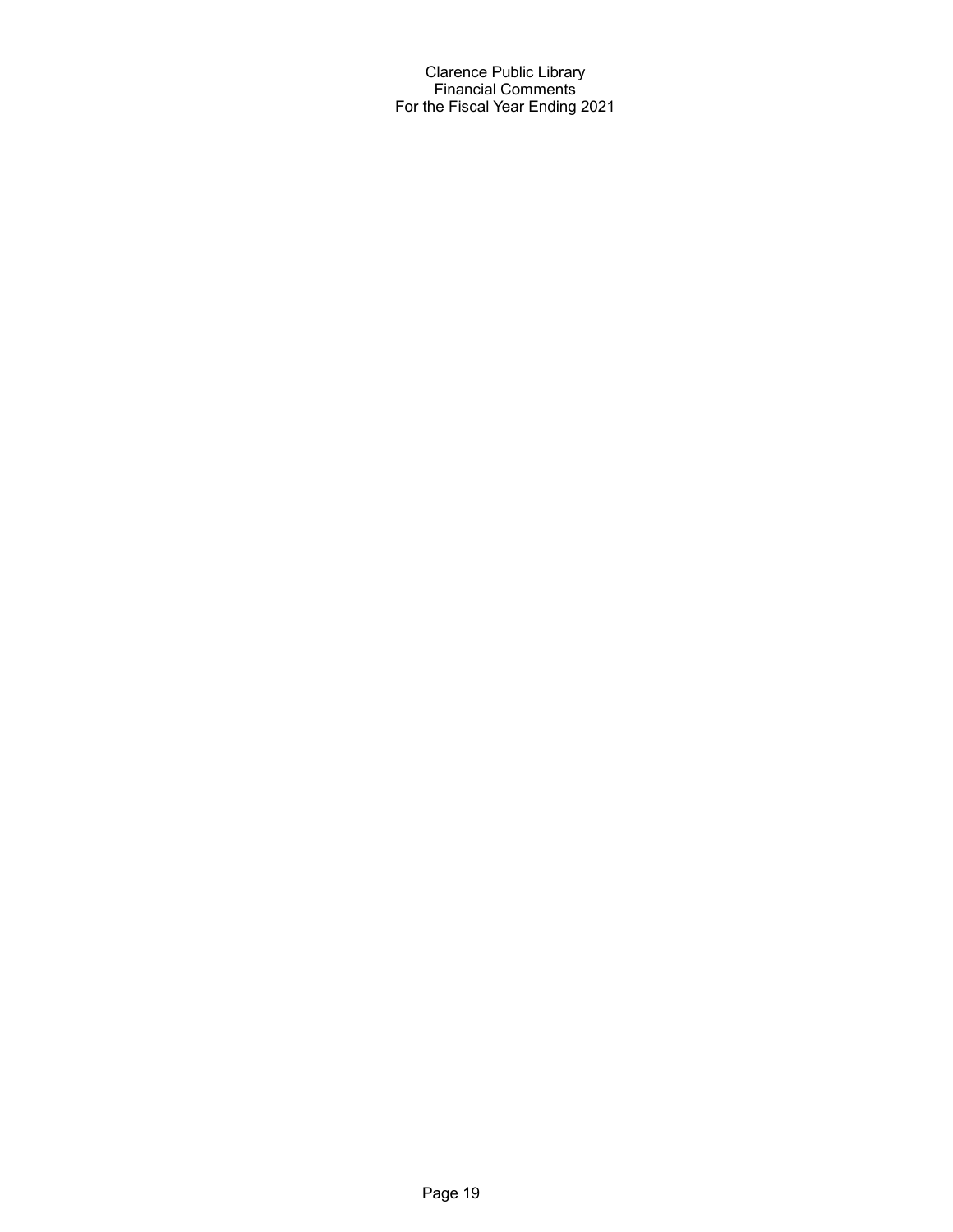# Clarence Public Library
## Financial Comments
### For the Fiscal Year Ending 2021